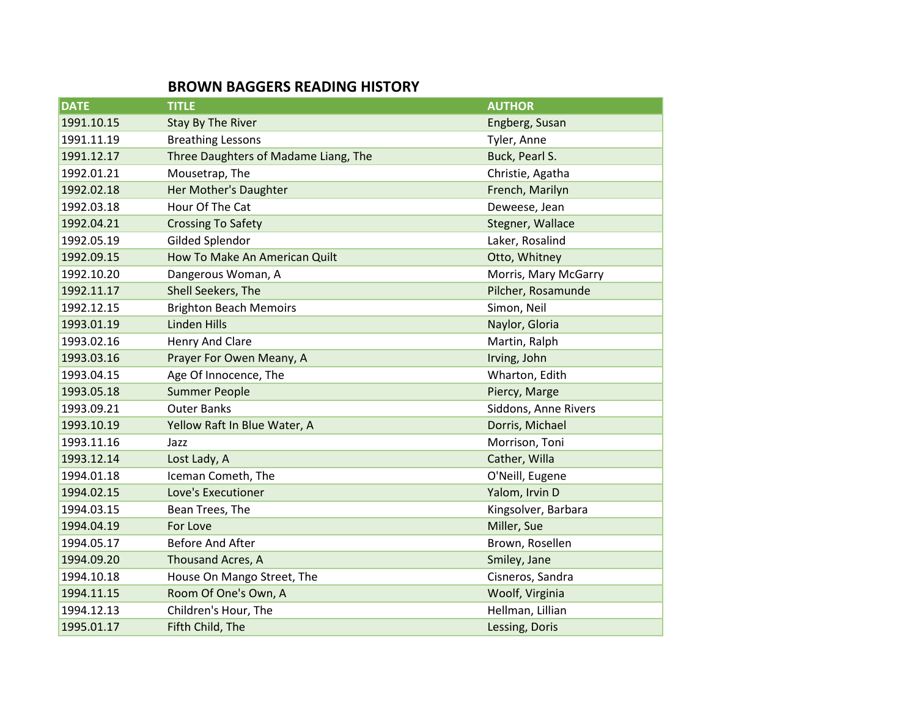# BROWN BAGGERS READING HISTORY

| DATE | TITLE | AUTHOR |
|---|---|---|
| 1991.10.15 | Stay By The River | Engberg, Susan |
| 1991.11.19 | Breathing Lessons | Tyler, Anne |
| 1991.12.17 | Three Daughters of Madame Liang, The | Buck, Pearl S. |
| 1992.01.21 | Mousetrap, The | Christie, Agatha |
| 1992.02.18 | Her Mother's Daughter | French, Marilyn |
| 1992.03.18 | Hour Of The Cat | Deweese, Jean |
| 1992.04.21 | Crossing To Safety | Stegner, Wallace |
| 1992.05.19 | Gilded Splendor | Laker, Rosalind |
| 1992.09.15 | How To Make An American Quilt | Otto, Whitney |
| 1992.10.20 | Dangerous Woman, A | Morris, Mary McGarry |
| 1992.11.17 | Shell Seekers, The | Pilcher, Rosamunde |
| 1992.12.15 | Brighton Beach Memoirs | Simon, Neil |
| 1993.01.19 | Linden Hills | Naylor, Gloria |
| 1993.02.16 | Henry And Clare | Martin, Ralph |
| 1993.03.16 | Prayer For Owen Meany, A | Irving, John |
| 1993.04.15 | Age Of Innocence, The | Wharton, Edith |
| 1993.05.18 | Summer People | Piercy, Marge |
| 1993.09.21 | Outer Banks | Siddons, Anne Rivers |
| 1993.10.19 | Yellow Raft In Blue Water, A | Dorris, Michael |
| 1993.11.16 | Jazz | Morrison, Toni |
| 1993.12.14 | Lost Lady, A | Cather, Willa |
| 1994.01.18 | Iceman Cometh, The | O'Neill, Eugene |
| 1994.02.15 | Love's Executioner | Yalom, Irvin D |
| 1994.03.15 | Bean Trees, The | Kingsolver, Barbara |
| 1994.04.19 | For Love | Miller, Sue |
| 1994.05.17 | Before And After | Brown, Rosellen |
| 1994.09.20 | Thousand Acres, A | Smiley, Jane |
| 1994.10.18 | House On Mango Street, The | Cisneros, Sandra |
| 1994.11.15 | Room Of One's Own, A | Woolf, Virginia |
| 1994.12.13 | Children's Hour, The | Hellman, Lillian |
| 1995.01.17 | Fifth Child, The | Lessing, Doris |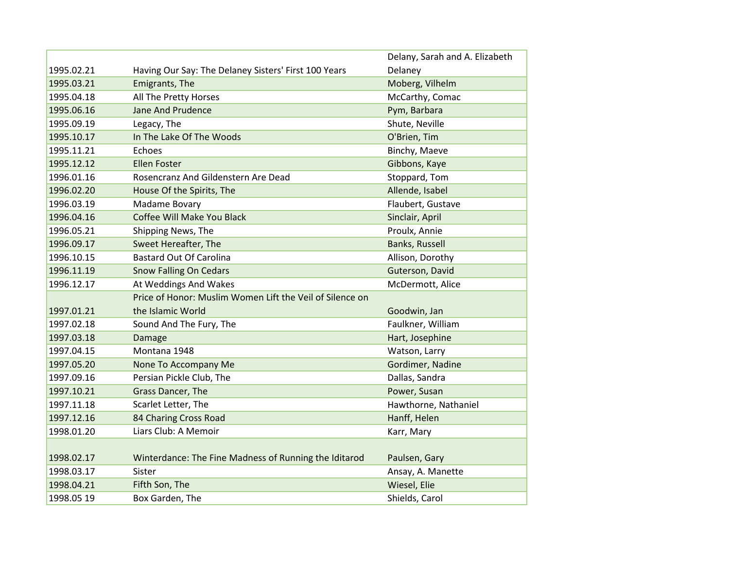| | | |
|---|---|---|
| 1995.02.21 | Having Our Say: The Delaney Sisters' First 100 Years | Delany, Sarah and A. Elizabeth Delaney |
| 1995.03.21 | Emigrants, The | Moberg, Vilhelm |
| 1995.04.18 | All The Pretty Horses | McCarthy, Comac |
| 1995.06.16 | Jane And Prudence | Pym, Barbara |
| 1995.09.19 | Legacy, The | Shute, Neville |
| 1995.10.17 | In The Lake Of The Woods | O'Brien, Tim |
| 1995.11.21 | Echoes | Binchy, Maeve |
| 1995.12.12 | Ellen Foster | Gibbons, Kaye |
| 1996.01.16 | Rosencranz And Gildenstern Are Dead | Stoppard, Tom |
| 1996.02.20 | House Of the Spirits, The | Allende, Isabel |
| 1996.03.19 | Madame Bovary | Flaubert, Gustave |
| 1996.04.16 | Coffee Will Make You Black | Sinclair, April |
| 1996.05.21 | Shipping News, The | Proulx, Annie |
| 1996.09.17 | Sweet Hereafter, The | Banks, Russell |
| 1996.10.15 | Bastard Out Of Carolina | Allison, Dorothy |
| 1996.11.19 | Snow Falling On Cedars | Guterson, David |
| 1996.12.17 | At Weddings And Wakes | McDermott, Alice |
| 1997.01.21 | Price of Honor: Muslim Women Lift the Veil of Silence on the Islamic World | Goodwin, Jan |
| 1997.02.18 | Sound And The Fury, The | Faulkner, William |
| 1997.03.18 | Damage | Hart, Josephine |
| 1997.04.15 | Montana 1948 | Watson, Larry |
| 1997.05.20 | None To Accompany Me | Gordimer, Nadine |
| 1997.09.16 | Persian Pickle Club, The | Dallas, Sandra |
| 1997.10.21 | Grass Dancer, The | Power, Susan |
| 1997.11.18 | Scarlet Letter, The | Hawthorne, Nathaniel |
| 1997.12.16 | 84 Charing Cross Road | Hanff, Helen |
| 1998.01.20 | Liars Club: A Memoir | Karr, Mary |
| 1998.02.17 | Winterdance: The Fine Madness of Running the Iditarod | Paulsen, Gary |
| 1998.03.17 | Sister | Ansay, A. Manette |
| 1998.04.21 | Fifth Son, The | Wiesel, Elie |
| 1998.05 19 | Box Garden, The | Shields, Carol |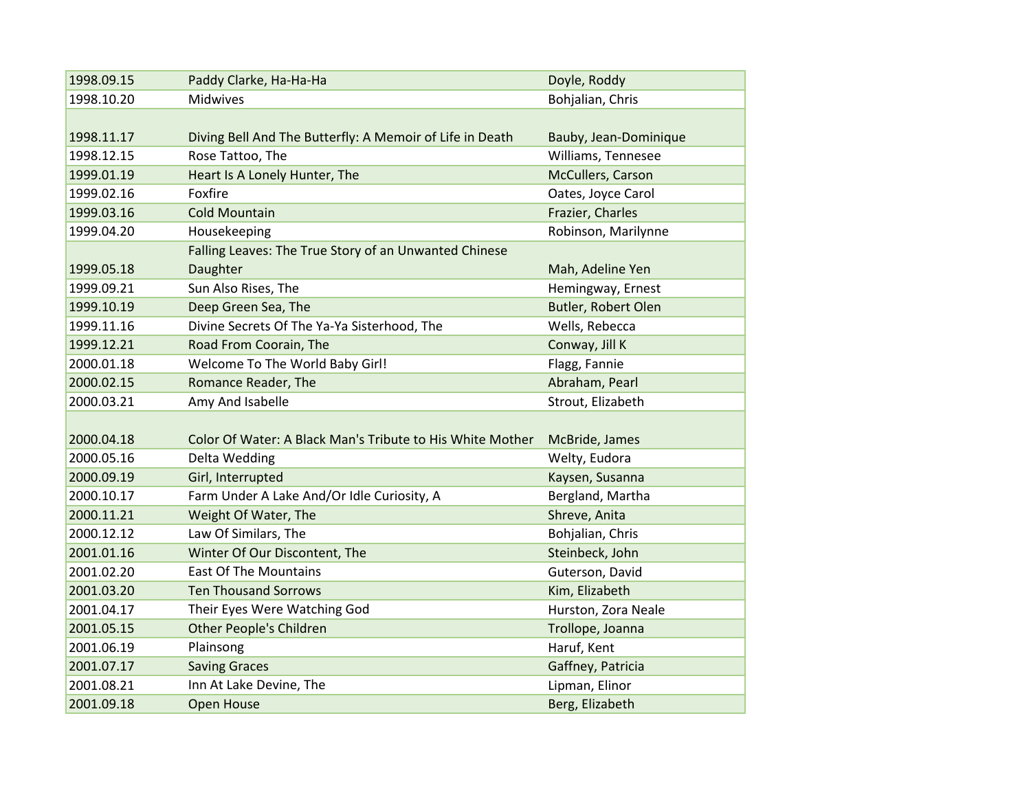| 1998.09.15 | Paddy Clarke, Ha-Ha-Ha | Doyle, Roddy |
|---|---|---|
| 1998.10.20 | Midwives | Bohjalian, Chris |
| 1998.11.17 | Diving Bell And The Butterfly: A Memoir of Life in Death | Bauby, Jean-Dominique |
| 1998.12.15 | Rose Tattoo, The | Williams, Tennesee |
| 1999.01.19 | Heart Is A Lonely Hunter, The | McCullers, Carson |
| 1999.02.16 | Foxfire | Oates, Joyce Carol |
| 1999.03.16 | Cold Mountain | Frazier, Charles |
| 1999.04.20 | Housekeeping | Robinson, Marilynne |
| 1999.05.18 | Falling Leaves: The True Story of an Unwanted Chinese Daughter | Mah, Adeline Yen |
| 1999.09.21 | Sun Also Rises, The | Hemingway, Ernest |
| 1999.10.19 | Deep Green Sea, The | Butler, Robert Olen |
| 1999.11.16 | Divine Secrets Of The Ya-Ya Sisterhood, The | Wells, Rebecca |
| 1999.12.21 | Road From Coorain, The | Conway, Jill K |
| 2000.01.18 | Welcome To The World Baby Girl! | Flagg, Fannie |
| 2000.02.15 | Romance Reader, The | Abraham, Pearl |
| 2000.03.21 | Amy And Isabelle | Strout, Elizabeth |
| 2000.04.18 | Color Of Water: A Black Man's Tribute to His White Mother | McBride, James |
| 2000.05.16 | Delta Wedding | Welty, Eudora |
| 2000.09.19 | Girl, Interrupted | Kaysen, Susanna |
| 2000.10.17 | Farm Under A Lake And/Or Idle Curiosity, A | Bergland, Martha |
| 2000.11.21 | Weight Of Water, The | Shreve, Anita |
| 2000.12.12 | Law Of Similars, The | Bohjalian, Chris |
| 2001.01.16 | Winter Of Our Discontent, The | Steinbeck, John |
| 2001.02.20 | East Of The Mountains | Guterson, David |
| 2001.03.20 | Ten Thousand Sorrows | Kim, Elizabeth |
| 2001.04.17 | Their Eyes Were Watching God | Hurston, Zora Neale |
| 2001.05.15 | Other People's Children | Trollope, Joanna |
| 2001.06.19 | Plainsong | Haruf, Kent |
| 2001.07.17 | Saving Graces | Gaffney, Patricia |
| 2001.08.21 | Inn At Lake Devine, The | Lipman, Elinor |
| 2001.09.18 | Open House | Berg, Elizabeth |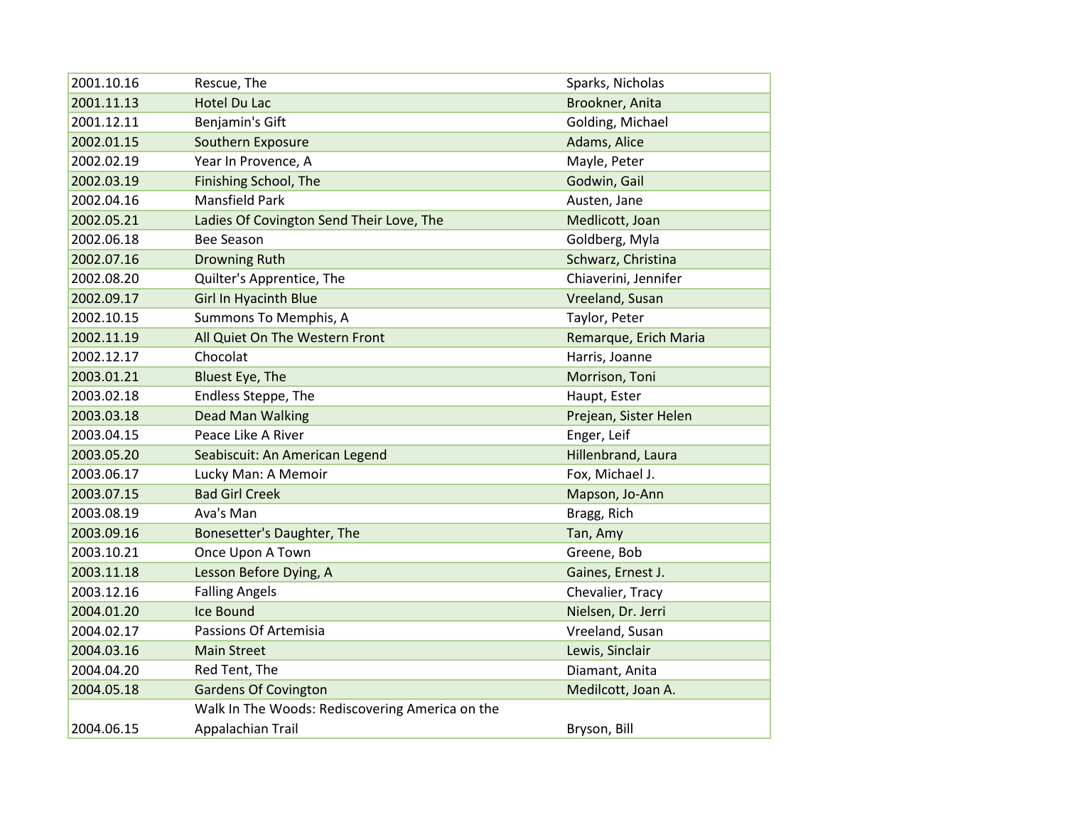| | | |
|---|---|---|
| 2001.10.16 | Rescue, The | Sparks, Nicholas |
| 2001.11.13 | Hotel Du Lac | Brookner, Anita |
| 2001.12.11 | Benjamin's Gift | Golding, Michael |
| 2002.01.15 | Southern Exposure | Adams, Alice |
| 2002.02.19 | Year In Provence, A | Mayle, Peter |
| 2002.03.19 | Finishing School, The | Godwin, Gail |
| 2002.04.16 | Mansfield Park | Austen, Jane |
| 2002.05.21 | Ladies Of Covington Send Their Love, The | Medlicott, Joan |
| 2002.06.18 | Bee Season | Goldberg, Myla |
| 2002.07.16 | Drowning Ruth | Schwarz, Christina |
| 2002.08.20 | Quilter's Apprentice, The | Chiaverini, Jennifer |
| 2002.09.17 | Girl In Hyacinth Blue | Vreeland, Susan |
| 2002.10.15 | Summons To Memphis, A | Taylor, Peter |
| 2002.11.19 | All Quiet On The Western Front | Remarque, Erich Maria |
| 2002.12.17 | Chocolat | Harris, Joanne |
| 2003.01.21 | Bluest Eye, The | Morrison, Toni |
| 2003.02.18 | Endless Steppe, The | Haupt, Ester |
| 2003.03.18 | Dead Man Walking | Prejean, Sister Helen |
| 2003.04.15 | Peace Like A River | Enger, Leif |
| 2003.05.20 | Seabiscuit: An American Legend | Hillenbrand, Laura |
| 2003.06.17 | Lucky Man: A Memoir | Fox, Michael J. |
| 2003.07.15 | Bad Girl Creek | Mapson, Jo-Ann |
| 2003.08.19 | Ava's Man | Bragg, Rich |
| 2003.09.16 | Bonesetter's Daughter, The | Tan, Amy |
| 2003.10.21 | Once Upon A Town | Greene, Bob |
| 2003.11.18 | Lesson Before Dying, A | Gaines, Ernest J. |
| 2003.12.16 | Falling Angels | Chevalier, Tracy |
| 2004.01.20 | Ice Bound | Nielsen, Dr. Jerri |
| 2004.02.17 | Passions Of Artemisia | Vreeland, Susan |
| 2004.03.16 | Main Street | Lewis, Sinclair |
| 2004.04.20 | Red Tent, The | Diamant, Anita |
| 2004.05.18 | Gardens Of Covington | Medilcott, Joan A. |
| 2004.06.15 | Walk In The Woods: Rediscovering America on the Appalachian Trail | Bryson, Bill |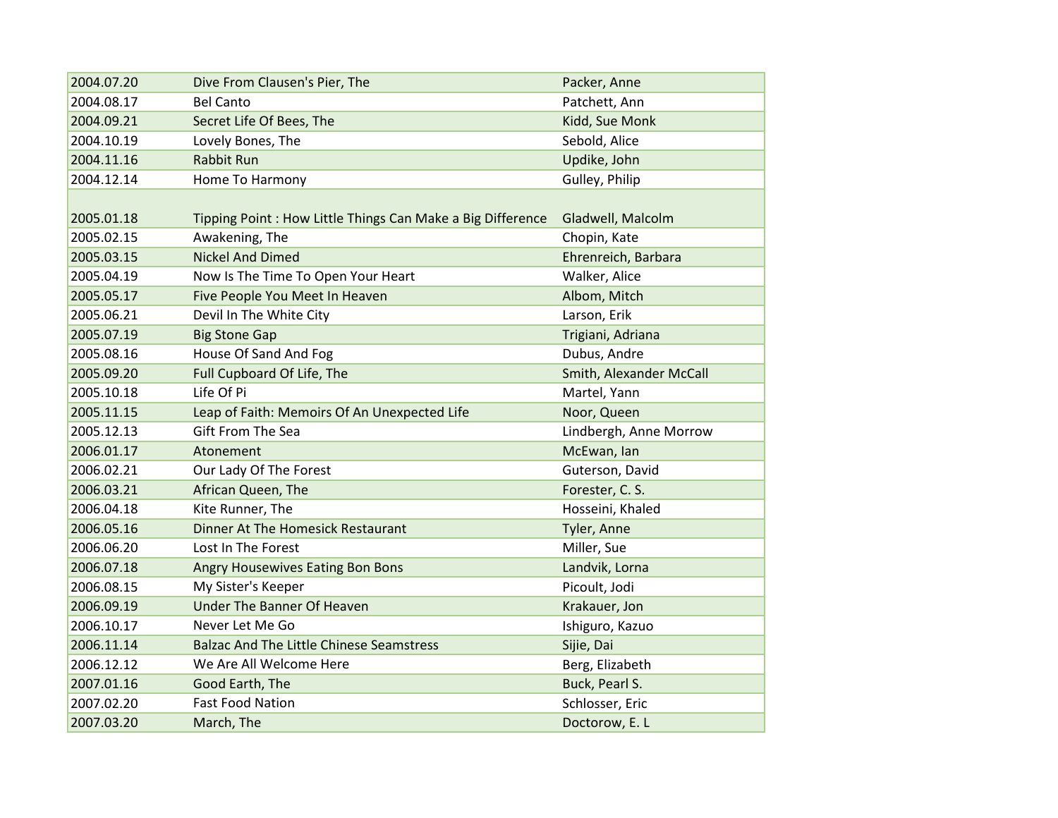| | | |
|---|---|---|
| 2004.07.20 | Dive From Clausen's Pier, The | Packer, Anne |
| 2004.08.17 | Bel Canto | Patchett, Ann |
| 2004.09.21 | Secret Life Of Bees, The | Kidd, Sue Monk |
| 2004.10.19 | Lovely Bones, The | Sebold, Alice |
| 2004.11.16 | Rabbit Run | Updike, John |
| 2004.12.14 | Home To Harmony | Gulley, Philip |
| 2005.01.18 | Tipping Point : How Little Things Can Make a Big Difference | Gladwell, Malcolm |
| 2005.02.15 | Awakening, The | Chopin, Kate |
| 2005.03.15 | Nickel And Dimed | Ehrenreich, Barbara |
| 2005.04.19 | Now Is The Time To Open Your Heart | Walker, Alice |
| 2005.05.17 | Five People You Meet In Heaven | Albom, Mitch |
| 2005.06.21 | Devil In The White City | Larson, Erik |
| 2005.07.19 | Big Stone Gap | Trigiani, Adriana |
| 2005.08.16 | House Of Sand And Fog | Dubus, Andre |
| 2005.09.20 | Full Cupboard Of Life, The | Smith, Alexander McCall |
| 2005.10.18 | Life Of Pi | Martel, Yann |
| 2005.11.15 | Leap of Faith: Memoirs Of An Unexpected Life | Noor, Queen |
| 2005.12.13 | Gift From The Sea | Lindbergh, Anne Morrow |
| 2006.01.17 | Atonement | McEwan, Ian |
| 2006.02.21 | Our Lady Of The Forest | Guterson, David |
| 2006.03.21 | African Queen, The | Forester, C. S. |
| 2006.04.18 | Kite Runner, The | Hosseini, Khaled |
| 2006.05.16 | Dinner At The Homesick Restaurant | Tyler, Anne |
| 2006.06.20 | Lost In The Forest | Miller, Sue |
| 2006.07.18 | Angry Housewives Eating Bon Bons | Landvik, Lorna |
| 2006.08.15 | My Sister's Keeper | Picoult, Jodi |
| 2006.09.19 | Under The Banner Of Heaven | Krakauer, Jon |
| 2006.10.17 | Never Let Me Go | Ishiguro, Kazuo |
| 2006.11.14 | Balzac And The Little Chinese Seamstress | Sijie, Dai |
| 2006.12.12 | We Are All Welcome Here | Berg, Elizabeth |
| 2007.01.16 | Good Earth, The | Buck, Pearl S. |
| 2007.02.20 | Fast Food Nation | Schlosser, Eric |
| 2007.03.20 | March, The | Doctorow, E. L |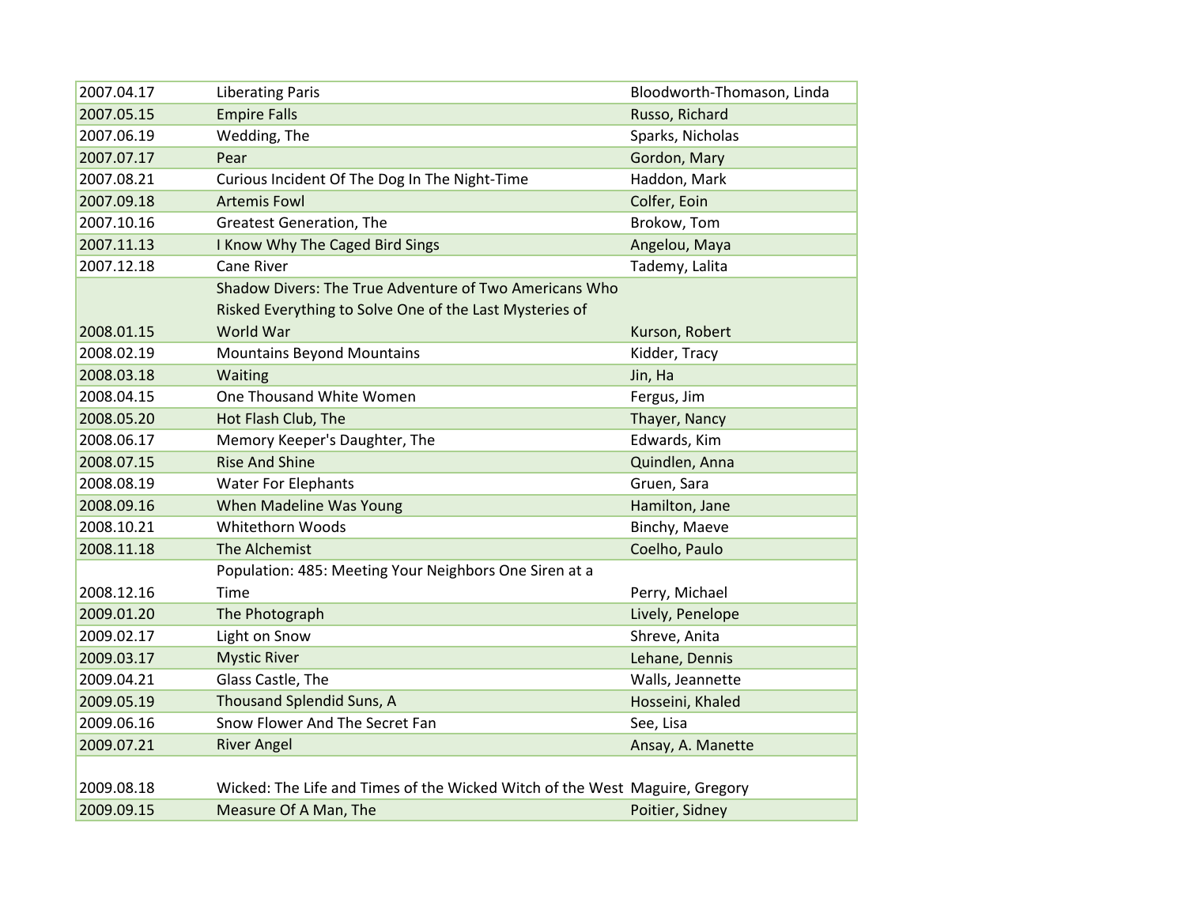| | | |
|---|---|---|
| 2007.04.17 | Liberating Paris | Bloodworth-Thomason, Linda |
| 2007.05.15 | Empire Falls | Russo, Richard |
| 2007.06.19 | Wedding, The | Sparks, Nicholas |
| 2007.07.17 | Pear | Gordon, Mary |
| 2007.08.21 | Curious Incident Of The Dog In The Night-Time | Haddon, Mark |
| 2007.09.18 | Artemis Fowl | Colfer, Eoin |
| 2007.10.16 | Greatest Generation, The | Brokow, Tom |
| 2007.11.13 | I Know Why The Caged Bird Sings | Angelou, Maya |
| 2007.12.18 | Cane River | Tademy, Lalita |
| 2008.01.15 | Shadow Divers: The True Adventure of Two Americans Who Risked Everything to Solve One of the Last Mysteries of World War | Kurson, Robert |
| 2008.02.19 | Mountains Beyond Mountains | Kidder, Tracy |
| 2008.03.18 | Waiting | Jin, Ha |
| 2008.04.15 | One Thousand White Women | Fergus, Jim |
| 2008.05.20 | Hot Flash Club, The | Thayer, Nancy |
| 2008.06.17 | Memory Keeper's Daughter, The | Edwards, Kim |
| 2008.07.15 | Rise And Shine | Quindlen, Anna |
| 2008.08.19 | Water For Elephants | Gruen, Sara |
| 2008.09.16 | When Madeline Was Young | Hamilton, Jane |
| 2008.10.21 | Whitethorn Woods | Binchy, Maeve |
| 2008.11.18 | The Alchemist | Coelho, Paulo |
| 2008.12.16 | Population: 485: Meeting Your Neighbors One Siren at a Time | Perry, Michael |
| 2009.01.20 | The Photograph | Lively, Penelope |
| 2009.02.17 | Light on Snow | Shreve, Anita |
| 2009.03.17 | Mystic River | Lehane, Dennis |
| 2009.04.21 | Glass Castle, The | Walls, Jeannette |
| 2009.05.19 | Thousand Splendid Suns, A | Hosseini, Khaled |
| 2009.06.16 | Snow Flower And The Secret Fan | See, Lisa |
| 2009.07.21 | River Angel | Ansay, A. Manette |
| 2009.08.18 | Wicked: The Life and Times of the Wicked Witch of the West | Maguire, Gregory |
| 2009.09.15 | Measure Of A Man, The | Poitier, Sidney |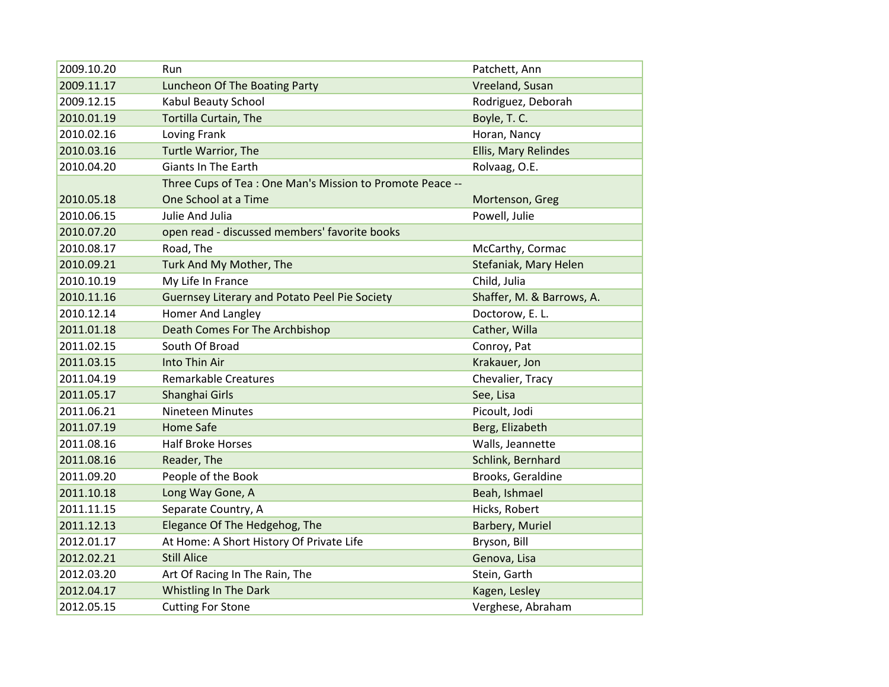| | | |
|---|---|---|
| 2009.10.20 | Run | Patchett, Ann |
| 2009.11.17 | Luncheon Of The Boating Party | Vreeland, Susan |
| 2009.12.15 | Kabul Beauty School | Rodriguez, Deborah |
| 2010.01.19 | Tortilla Curtain, The | Boyle, T. C. |
| 2010.02.16 | Loving Frank | Horan, Nancy |
| 2010.03.16 | Turtle Warrior, The | Ellis, Mary Relindes |
| 2010.04.20 | Giants In The Earth | Rolvaag, O.E. |
| 2010.05.18 | Three Cups of Tea : One Man's Mission to Promote Peace -- One School at a Time | Mortenson, Greg |
| 2010.06.15 | Julie And Julia | Powell, Julie |
| 2010.07.20 | open read - discussed members' favorite books | |
| 2010.08.17 | Road, The | McCarthy, Cormac |
| 2010.09.21 | Turk And My Mother, The | Stefaniak, Mary Helen |
| 2010.10.19 | My Life In France | Child, Julia |
| 2010.11.16 | Guernsey Literary and Potato Peel Pie Society | Shaffer, M. & Barrows, A. |
| 2010.12.14 | Homer And Langley | Doctorow, E. L. |
| 2011.01.18 | Death Comes For The Archbishop | Cather, Willa |
| 2011.02.15 | South Of Broad | Conroy, Pat |
| 2011.03.15 | Into Thin Air | Krakauer, Jon |
| 2011.04.19 | Remarkable Creatures | Chevalier, Tracy |
| 2011.05.17 | Shanghai Girls | See, Lisa |
| 2011.06.21 | Nineteen Minutes | Picoult, Jodi |
| 2011.07.19 | Home Safe | Berg, Elizabeth |
| 2011.08.16 | Half Broke Horses | Walls, Jeannette |
| 2011.08.16 | Reader, The | Schlink, Bernhard |
| 2011.09.20 | People of the Book | Brooks, Geraldine |
| 2011.10.18 | Long Way Gone, A | Beah, Ishmael |
| 2011.11.15 | Separate Country, A | Hicks, Robert |
| 2011.12.13 | Elegance Of The Hedgehog, The | Barbery, Muriel |
| 2012.01.17 | At Home: A Short History Of Private Life | Bryson, Bill |
| 2012.02.21 | Still Alice | Genova, Lisa |
| 2012.03.20 | Art Of Racing In The Rain, The | Stein, Garth |
| 2012.04.17 | Whistling In The Dark | Kagen, Lesley |
| 2012.05.15 | Cutting For Stone | Verghese, Abraham |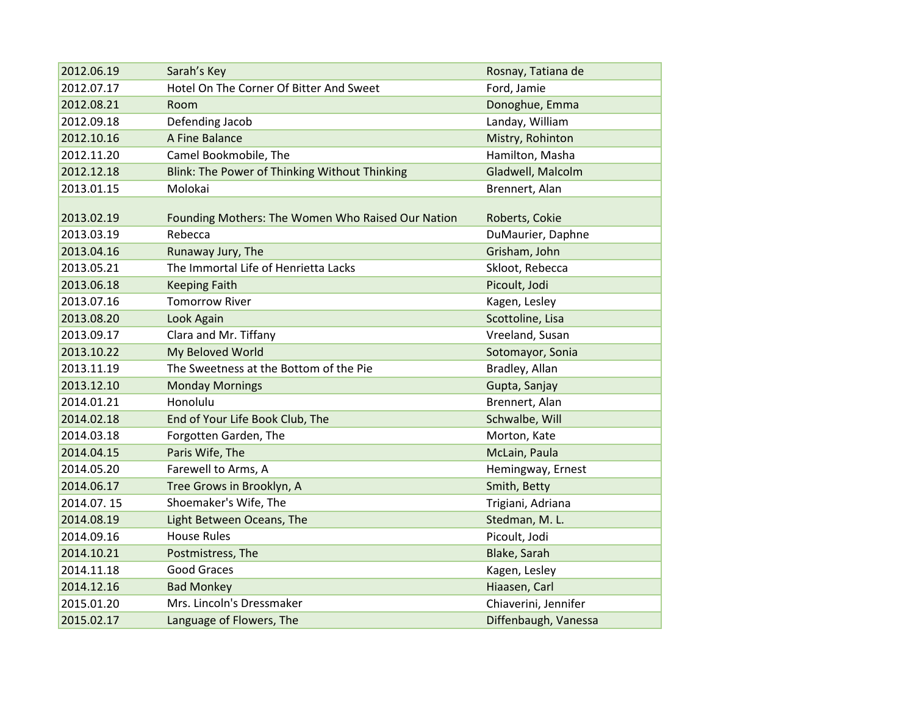| 2012.06.19 | Sarah's Key | Rosnay, Tatiana de |
|---|---|---|
| 2012.07.17 | Hotel On The Corner Of Bitter And Sweet | Ford, Jamie |
| 2012.08.21 | Room | Donoghue, Emma |
| 2012.09.18 | Defending Jacob | Landay, William |
| 2012.10.16 | A Fine Balance | Mistry, Rohinton |
| 2012.11.20 | Camel Bookmobile, The | Hamilton, Masha |
| 2012.12.18 | Blink: The Power of Thinking Without Thinking | Gladwell, Malcolm |
| 2013.01.15 | Molokai | Brennert, Alan |
| 2013.02.19 | Founding Mothers: The Women Who Raised Our Nation | Roberts, Cokie |
| 2013.03.19 | Rebecca | DuMaurier, Daphne |
| 2013.04.16 | Runaway Jury, The | Grisham, John |
| 2013.05.21 | The Immortal Life of Henrietta Lacks | Skloot, Rebecca |
| 2013.06.18 | Keeping Faith | Picoult, Jodi |
| 2013.07.16 | Tomorrow River | Kagen, Lesley |
| 2013.08.20 | Look Again | Scottoline, Lisa |
| 2013.09.17 | Clara and Mr. Tiffany | Vreeland, Susan |
| 2013.10.22 | My Beloved World | Sotomayor, Sonia |
| 2013.11.19 | The Sweetness at the Bottom of the Pie | Bradley, Allan |
| 2013.12.10 | Monday Mornings | Gupta, Sanjay |
| 2014.01.21 | Honolulu | Brennert, Alan |
| 2014.02.18 | End of Your Life Book Club, The | Schwalbe, Will |
| 2014.03.18 | Forgotten Garden, The | Morton, Kate |
| 2014.04.15 | Paris Wife, The | McLain, Paula |
| 2014.05.20 | Farewell to Arms, A | Hemingway, Ernest |
| 2014.06.17 | Tree Grows in Brooklyn, A | Smith, Betty |
| 2014.07. 15 | Shoemaker's Wife, The | Trigiani, Adriana |
| 2014.08.19 | Light Between Oceans, The | Stedman, M. L. |
| 2014.09.16 | House Rules | Picoult, Jodi |
| 2014.10.21 | Postmistress, The | Blake, Sarah |
| 2014.11.18 | Good Graces | Kagen, Lesley |
| 2014.12.16 | Bad Monkey | Hiaasen, Carl |
| 2015.01.20 | Mrs. Lincoln's Dressmaker | Chiaverini, Jennifer |
| 2015.02.17 | Language of Flowers, The | Diffenbaugh, Vanessa |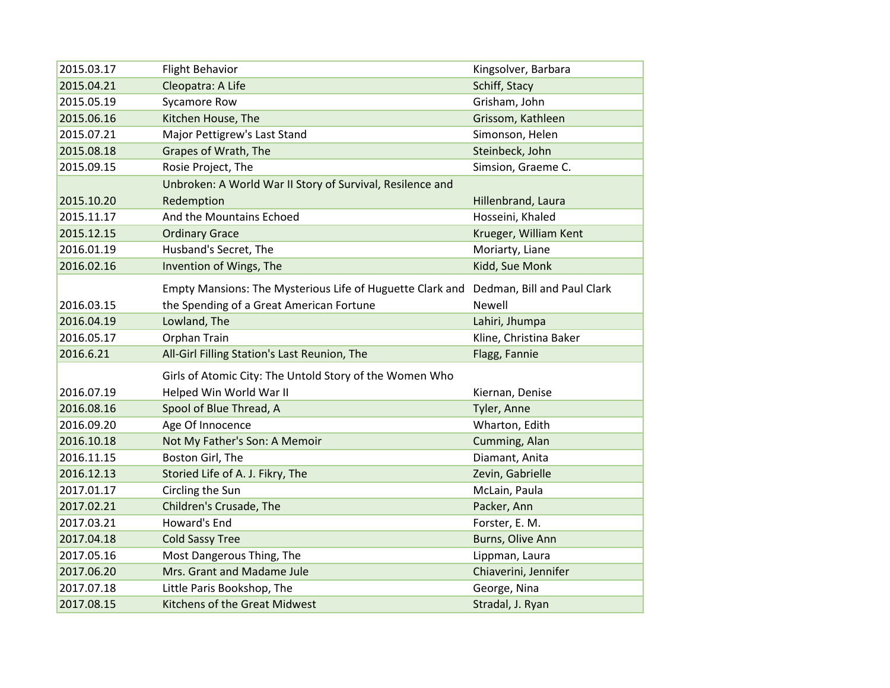| | | |
|---|---|---|
| 2015.03.17 | Flight Behavior | Kingsolver, Barbara |
| 2015.04.21 | Cleopatra: A Life | Schiff, Stacy |
| 2015.05.19 | Sycamore Row | Grisham, John |
| 2015.06.16 | Kitchen House, The | Grissom, Kathleen |
| 2015.07.21 | Major Pettigrew's Last Stand | Simonson, Helen |
| 2015.08.18 | Grapes of Wrath, The | Steinbeck, John |
| 2015.09.15 | Rosie Project, The | Simsion, Graeme C. |
| 2015.10.20 | Unbroken: A World War II Story of Survival, Resilence and Redemption | Hillenbrand, Laura |
| 2015.11.17 | And the Mountains Echoed | Hosseini, Khaled |
| 2015.12.15 | Ordinary Grace | Krueger, William Kent |
| 2016.01.19 | Husband's Secret, The | Moriarty, Liane |
| 2016.02.16 | Invention of Wings, The | Kidd, Sue Monk |
| 2016.03.15 | Empty Mansions: The Mysterious Life of Huguette Clark and the Spending of a Great American Fortune | Dedman, Bill and Paul Clark Newell |
| 2016.04.19 | Lowland, The | Lahiri, Jhumpa |
| 2016.05.17 | Orphan Train | Kline, Christina Baker |
| 2016.6.21 | All-Girl Filling Station's Last Reunion, The | Flagg, Fannie |
| 2016.07.19 | Girls of Atomic City: The Untold Story of the Women Who Helped Win World War II | Kiernan, Denise |
| 2016.08.16 | Spool of Blue Thread, A | Tyler, Anne |
| 2016.09.20 | Age Of Innocence | Wharton, Edith |
| 2016.10.18 | Not My Father's Son: A Memoir | Cumming, Alan |
| 2016.11.15 | Boston Girl, The | Diamant, Anita |
| 2016.12.13 | Storied Life of A. J. Fikry, The | Zevin, Gabrielle |
| 2017.01.17 | Circling the Sun | McLain, Paula |
| 2017.02.21 | Children's Crusade, The | Packer, Ann |
| 2017.03.21 | Howard's End | Forster, E. M. |
| 2017.04.18 | Cold Sassy Tree | Burns, Olive Ann |
| 2017.05.16 | Most Dangerous Thing, The | Lippman, Laura |
| 2017.06.20 | Mrs. Grant and Madame Jule | Chiaverini, Jennifer |
| 2017.07.18 | Little Paris Bookshop, The | George, Nina |
| 2017.08.15 | Kitchens of the Great Midwest | Stradal, J. Ryan |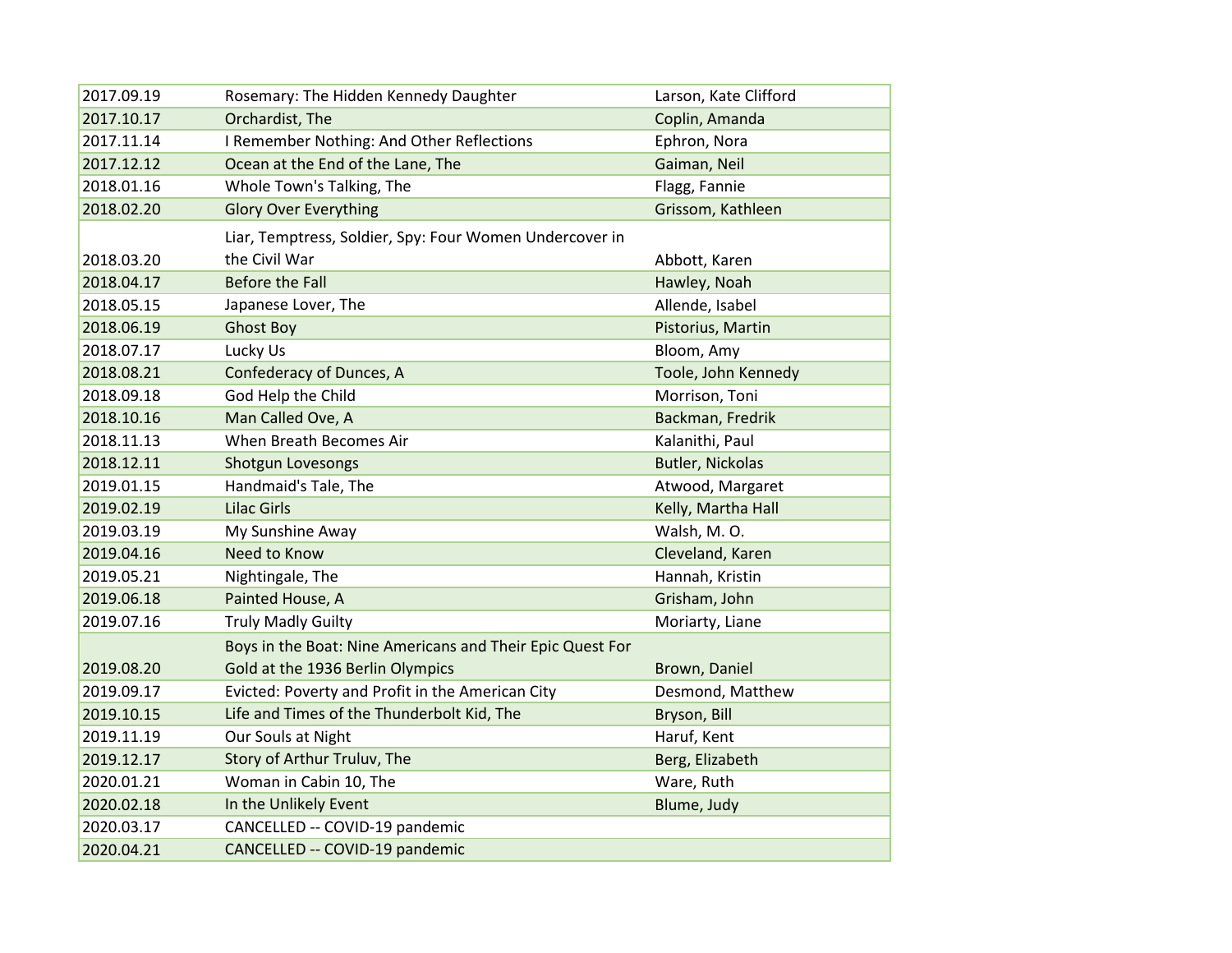| | | |
|---|---|---|
| 2017.09.19 | Rosemary: The Hidden Kennedy Daughter | Larson, Kate Clifford |
| 2017.10.17 | Orchardist, The | Coplin, Amanda |
| 2017.11.14 | I Remember Nothing: And Other Reflections | Ephron, Nora |
| 2017.12.12 | Ocean at the End of the Lane, The | Gaiman, Neil |
| 2018.01.16 | Whole Town's Talking, The | Flagg, Fannie |
| 2018.02.20 | Glory Over Everything | Grissom, Kathleen |
| 2018.03.20 | Liar, Temptress, Soldier, Spy: Four Women Undercover in the Civil War | Abbott, Karen |
| 2018.04.17 | Before the Fall | Hawley, Noah |
| 2018.05.15 | Japanese Lover, The | Allende, Isabel |
| 2018.06.19 | Ghost Boy | Pistorius, Martin |
| 2018.07.17 | Lucky Us | Bloom, Amy |
| 2018.08.21 | Confederacy of Dunces, A | Toole, John Kennedy |
| 2018.09.18 | God Help the Child | Morrison, Toni |
| 2018.10.16 | Man Called Ove, A | Backman, Fredrik |
| 2018.11.13 | When Breath Becomes Air | Kalanithi, Paul |
| 2018.12.11 | Shotgun Lovesongs | Butler, Nickolas |
| 2019.01.15 | Handmaid's Tale, The | Atwood, Margaret |
| 2019.02.19 | Lilac Girls | Kelly, Martha Hall |
| 2019.03.19 | My Sunshine Away | Walsh, M. O. |
| 2019.04.16 | Need to Know | Cleveland, Karen |
| 2019.05.21 | Nightingale, The | Hannah, Kristin |
| 2019.06.18 | Painted House, A | Grisham, John |
| 2019.07.16 | Truly Madly Guilty | Moriarty, Liane |
| 2019.08.20 | Boys in the Boat: Nine Americans and Their Epic Quest For Gold at the 1936 Berlin Olympics | Brown, Daniel |
| 2019.09.17 | Evicted: Poverty and Profit in the American City | Desmond, Matthew |
| 2019.10.15 | Life and Times of the Thunderbolt Kid, The | Bryson, Bill |
| 2019.11.19 | Our Souls at Night | Haruf, Kent |
| 2019.12.17 | Story of Arthur Truluv, The | Berg, Elizabeth |
| 2020.01.21 | Woman in Cabin 10, The | Ware, Ruth |
| 2020.02.18 | In the Unlikely Event | Blume, Judy |
| 2020.03.17 | CANCELLED -- COVID-19 pandemic | |
| 2020.04.21 | CANCELLED -- COVID-19 pandemic | |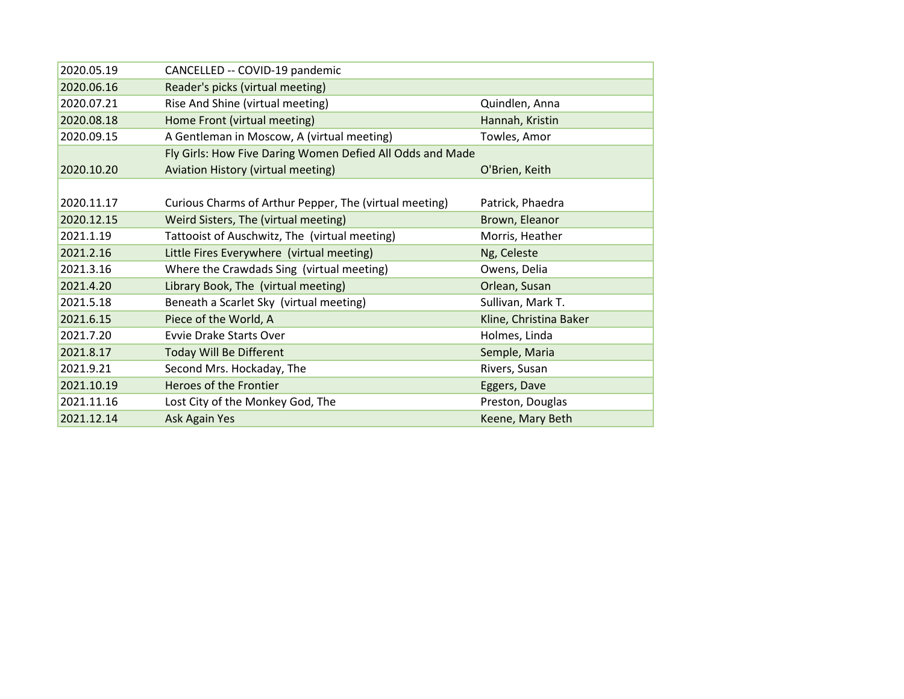| | | |
|---|---|---|
| 2020.05.19 | CANCELLED -- COVID-19 pandemic | |
| 2020.06.16 | Reader's picks (virtual meeting) | |
| 2020.07.21 | Rise And Shine (virtual meeting) | Quindlen, Anna |
| 2020.08.18 | Home Front (virtual meeting) | Hannah, Kristin |
| 2020.09.15 | A Gentleman in Moscow, A (virtual meeting) | Towles, Amor |
| 2020.10.20 | Fly Girls: How Five Daring Women Defied All Odds and Made Aviation History (virtual meeting) | O'Brien, Keith |
| 2020.11.17 | Curious Charms of Arthur Pepper, The (virtual meeting) | Patrick, Phaedra |
| 2020.12.15 | Weird Sisters, The (virtual meeting) | Brown, Eleanor |
| 2021.1.19 | Tattooist of Auschwitz, The (virtual meeting) | Morris, Heather |
| 2021.2.16 | Little Fires Everywhere (virtual meeting) | Ng, Celeste |
| 2021.3.16 | Where the Crawdads Sing (virtual meeting) | Owens, Delia |
| 2021.4.20 | Library Book, The (virtual meeting) | Orlean, Susan |
| 2021.5.18 | Beneath a Scarlet Sky (virtual meeting) | Sullivan, Mark T. |
| 2021.6.15 | Piece of the World, A | Kline, Christina Baker |
| 2021.7.20 | Evvie Drake Starts Over | Holmes, Linda |
| 2021.8.17 | Today Will Be Different | Semple, Maria |
| 2021.9.21 | Second Mrs. Hockaday, The | Rivers, Susan |
| 2021.10.19 | Heroes of the Frontier | Eggers, Dave |
| 2021.11.16 | Lost City of the Monkey God, The | Preston, Douglas |
| 2021.12.14 | Ask Again Yes | Keene, Mary Beth |